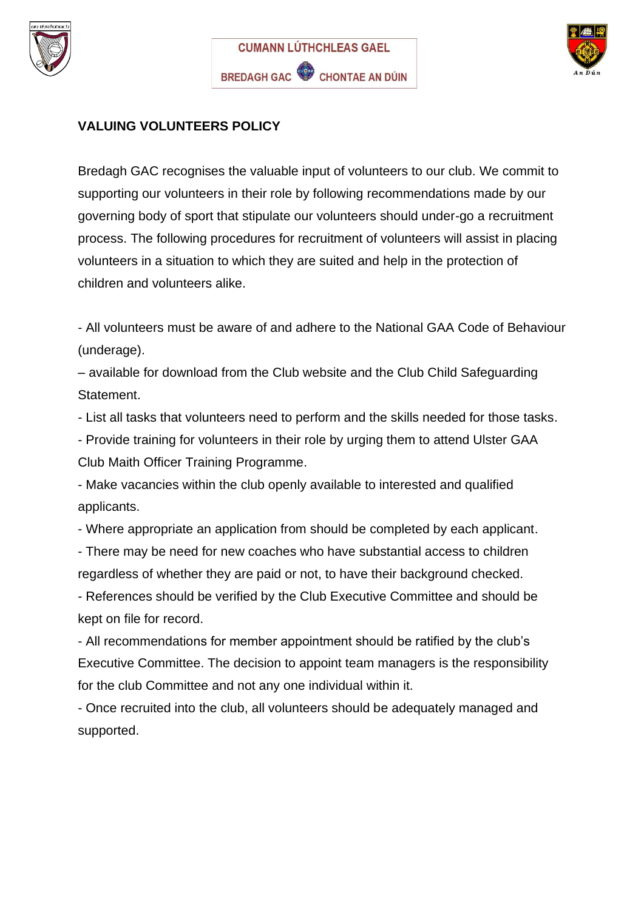CUMANN LÚTHCHLEAS GAEL

BREDAGH GAC CHONTAE AN DÚIN

**VALUING VOLUNTEERS POLICY**

Bredagh GAC recognises the valuable input of volunteers to our club. We commit to supporting our volunteers in their role by following recommendations made by our governing body of sport that stipulate our volunteers should under-go a recruitment process. The following procedures for recruitment of volunteers will assist in placing volunteers in a situation to which they are suited and help in the protection of children and volunteers alike.

- All volunteers must be aware of and adhere to the National GAA Code of Behaviour (underage).

– available for download from the Club website and the Club Child Safeguarding Statement.

- List all tasks that volunteers need to perform and the skills needed for those tasks.
- Provide training for volunteers in their role by urging them to attend Ulster GAA Club Maith Officer Training Programme.
- Make vacancies within the club openly available to interested and qualified applicants.
- Where appropriate an application from should be completed by each applicant.
- There may be need for new coaches who have substantial access to children regardless of whether they are paid or not, to have their background checked.
- References should be verified by the Club Executive Committee and should be kept on file for record.
- All recommendations for member appointment should be ratified by the club's Executive Committee. The decision to appoint team managers is the responsibility for the club Committee and not any one individual within it.
- Once recruited into the club, all volunteers should be adequately managed and supported.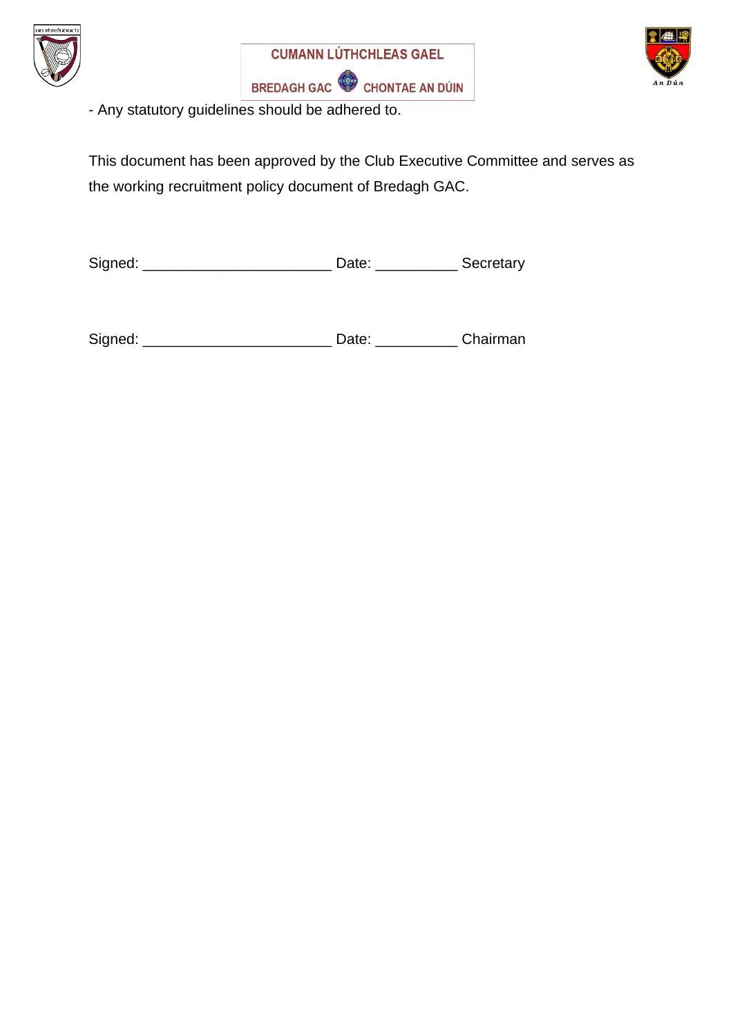- Any statutory guidelines should be adhered to.

This document has been approved by the Club Executive Committee and serves as the working recruitment policy document of Bredagh GAC.

Signed: ______________________ Date: __________ Secretary

Signed: ______________________ Date: __________ Chairman